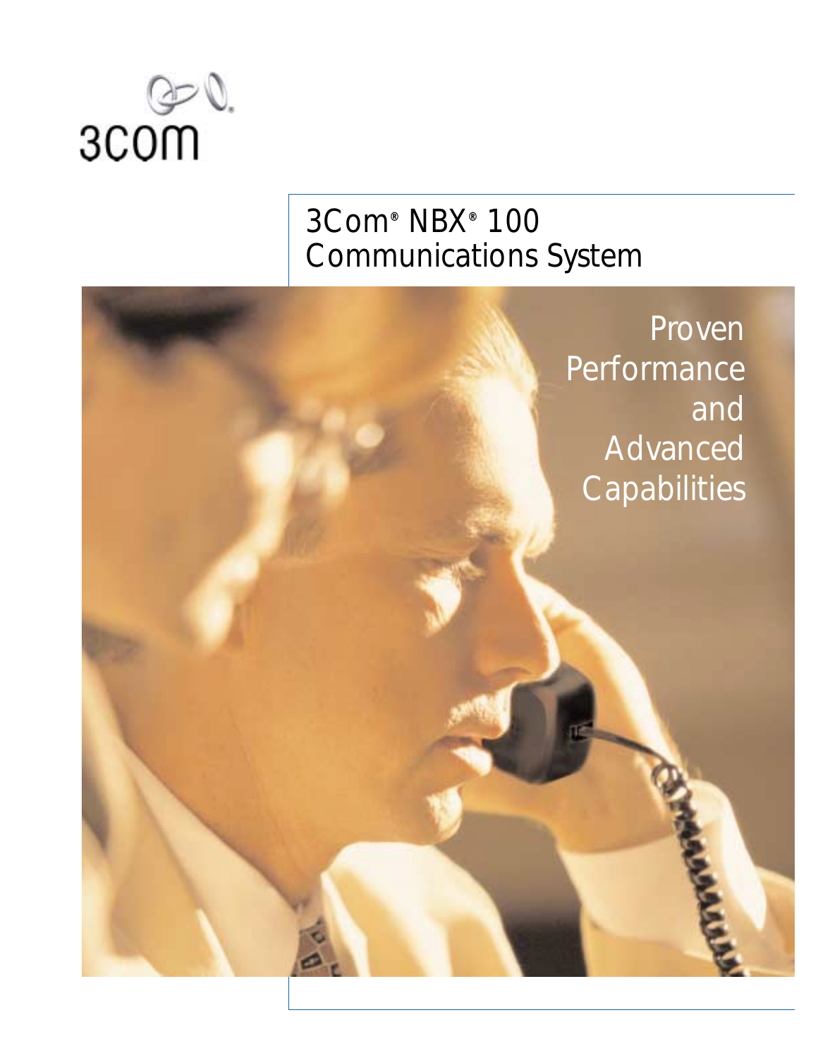3COM

# 3Com® NBX® 100 Communications System

Proven Performance and Advanced Capabilities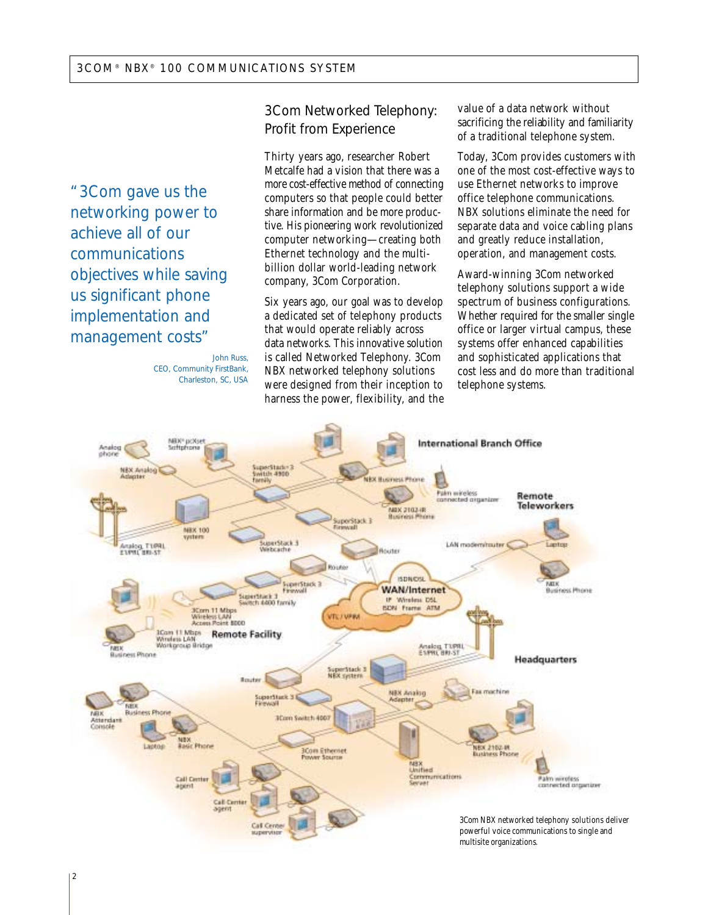> "3Com gave us the networking power to achieve all of our communications objectives while saving us significant phone implementation and management costs"
>
> John Russ,
> CEO, Community FirstBank,
> Charleston, SC, USA

## 3Com Networked Telephony: Profit from Experience

Thirty years ago, researcher Robert Metcalfe had a vision that there was a more cost-effective method of connecting computers so that people could better share information and be more productive. His pioneering work revolutionized computer networking—creating both Ethernet technology and the multi-billion dollar world-leading network company, 3Com Corporation.

Six years ago, our goal was to develop a dedicated set of telephony products that would operate reliably across data networks. This innovative solution is called Networked Telephony. 3Com NBX networked telephony solutions were designed from their inception to harness the power, flexibility, and the value of a data network without sacrificing the reliability and familiarity of a traditional telephone system.

Today, 3Com provides customers with one of the most cost-effective ways to use Ethernet networks to improve office telephone communications. NBX solutions eliminate the need for separate data and voice cabling plans and greatly reduce installation, operation, and management costs.

Award-winning 3Com networked telephony solutions support a wide spectrum of business configurations. Whether required for the smaller single office or larger virtual campus, these systems offer enhanced capabilities and sophisticated applications that cost less and do more than traditional telephone systems.

3Com NBX networked telephony solutions deliver powerful voice communications to single and multisite organizations.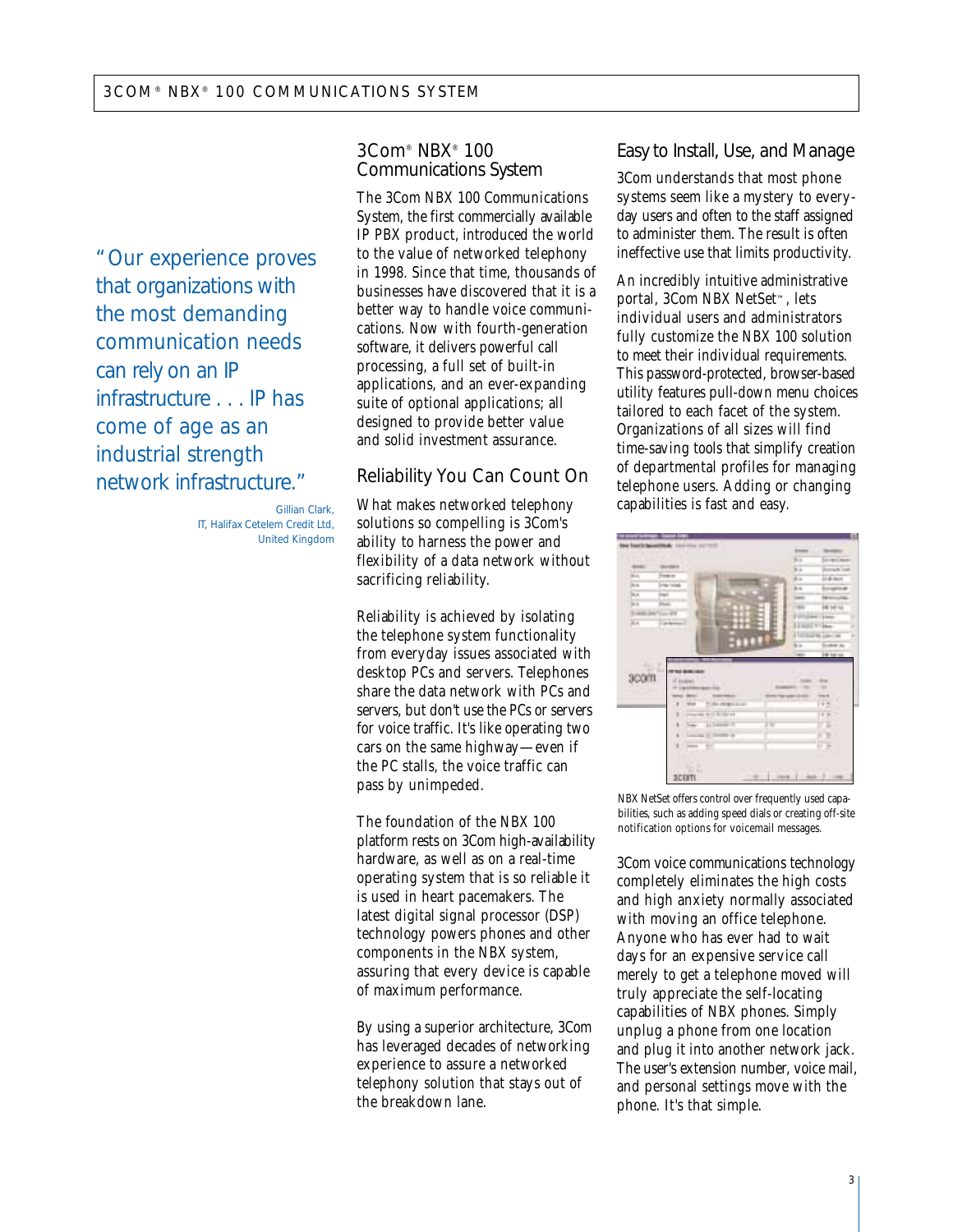"Our experience proves that organizations with the most demanding communication needs can rely on an IP infrastructure . . . IP has come of age as an industrial strength network infrastructure."

Gillian Clark,
IT, Halifax Cetelem Credit Ltd,
United Kingdom

## 3Com® NBX® 100 Communications System

The 3Com NBX 100 Communications System, the first commercially available IP PBX product, introduced the world to the value of networked telephony in 1998. Since that time, thousands of businesses have discovered that it is a better way to handle voice communications. Now with fourth-generation software, it delivers powerful call processing, a full set of built-in applications, and an ever-expanding suite of optional applications; all designed to provide better value and solid investment assurance.

## Reliability You Can Count On

What makes networked telephony solutions so compelling is 3Com's ability to harness the power and flexibility of a data network without sacrificing reliability.

Reliability is achieved by isolating the telephone system functionality from everyday issues associated with desktop PCs and servers. Telephones share the data network with PCs and servers, but don't use the PCs or servers for voice traffic. It's like operating two cars on the same highway—even if the PC stalls, the voice traffic can pass by unimpeded.

The foundation of the NBX 100 platform rests on 3Com high-availability hardware, as well as on a real-time operating system that is so reliable it is used in heart pacemakers. The latest digital signal processor (DSP) technology powers phones and other components in the NBX system, assuring that every device is capable of maximum performance.

By using a superior architecture, 3Com has leveraged decades of networking experience to assure a networked telephony solution that stays out of the breakdown lane.

## Easy to Install, Use, and Manage

3Com understands that most phone systems seem like a mystery to everyday users and often to the staff assigned to administer them. The result is often ineffective use that limits productivity.

An incredibly intuitive administrative portal, 3Com NBX NetSet™, lets individual users and administrators fully customize the NBX 100 solution to meet their individual requirements. This password-protected, browser-based utility features pull-down menu choices tailored to each facet of the system. Organizations of all sizes will find time-saving tools that simplify creation of departmental profiles for managing telephone users. Adding or changing capabilities is fast and easy.

NBX NetSet offers control over frequently used capabilities, such as adding speed dials or creating off-site notification options for voicemail messages.

3Com voice communications technology completely eliminates the high costs and high anxiety normally associated with moving an office telephone. Anyone who has ever had to wait days for an expensive service call merely to get a telephone moved will truly appreciate the self-locating capabilities of NBX phones. Simply unplug a phone from one location and plug it into another network jack. The user's extension number, voice mail, and personal settings move with the phone. It's that simple.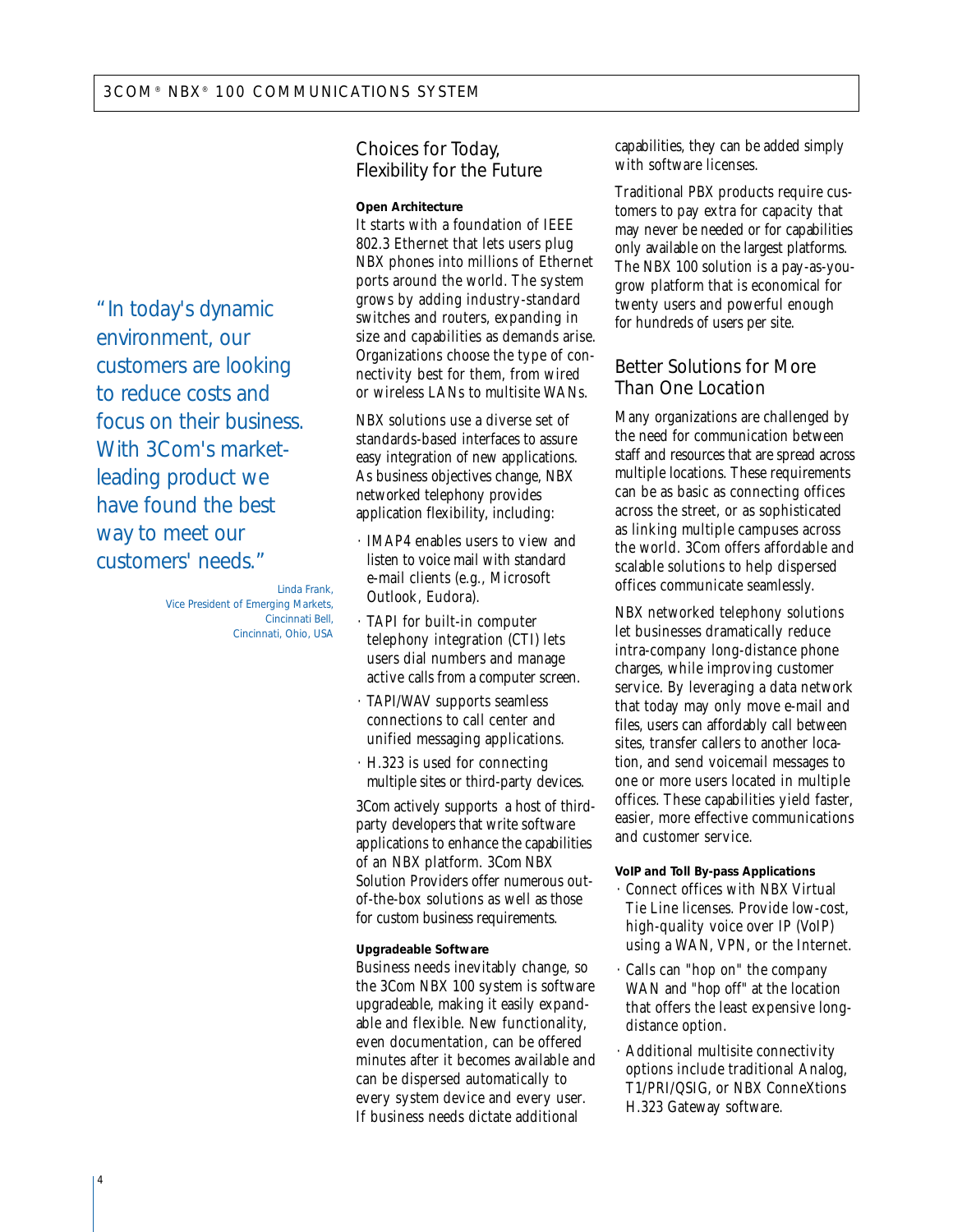> "In today's dynamic environment, our customers are looking to reduce costs and focus on their business. With 3Com's market-leading product we have found the best way to meet our customers' needs."
>
> Linda Frank,
> Vice President of Emerging Markets,
> Cincinnati Bell,
> Cincinnati, Ohio, USA

## Choices for Today, Flexibility for the Future

**Open Architecture**

It starts with a foundation of IEEE 802.3 Ethernet that lets users plug NBX phones into millions of Ethernet ports around the world. The system grows by adding industry-standard switches and routers, expanding in size and capabilities as demands arise. Organizations choose the type of connectivity best for them, from wired or wireless LANs to multisite WANs.

NBX solutions use a diverse set of standards-based interfaces to assure easy integration of new applications. As business objectives change, NBX networked telephony provides application flexibility, including:

- IMAP4 enables users to view and listen to voice mail with standard e-mail clients (e.g., Microsoft Outlook, Eudora).
- TAPI for built-in computer telephony integration (CTI) lets users dial numbers and manage active calls from a computer screen.
- TAPI/WAV supports seamless connections to call center and unified messaging applications.
- H.323 is used for connecting multiple sites or third-party devices.

3Com actively supports a host of third-party developers that write software applications to enhance the capabilities of an NBX platform. 3Com NBX Solution Providers offer numerous out-of-the-box solutions as well as those for custom business requirements.

**Upgradeable Software**

Business needs inevitably change, so the 3Com NBX 100 system is software upgradeable, making it easily expandable and flexible. New functionality, even documentation, can be offered minutes after it becomes available and can be dispersed automatically to every system device and every user. If business needs dictate additional capabilities, they can be added simply with software licenses.

Traditional PBX products require customers to pay extra for capacity that may never be needed or for capabilities only available on the largest platforms. The NBX 100 solution is a pay-as-you-grow platform that is economical for twenty users and powerful enough for hundreds of users per site.

## Better Solutions for More Than One Location

Many organizations are challenged by the need for communication between staff and resources that are spread across multiple locations. These requirements can be as basic as connecting offices across the street, or as sophisticated as linking multiple campuses across the world. 3Com offers affordable and scalable solutions to help dispersed offices communicate seamlessly.

NBX networked telephony solutions let businesses dramatically reduce intra-company long-distance phone charges, while improving customer service. By leveraging a data network that today may only move e-mail and files, users can affordably call between sites, transfer callers to another location, and send voicemail messages to one or more users located in multiple offices. These capabilities yield faster, easier, more effective communications and customer service.

**VoIP and Toll By-pass Applications**

- Connect offices with NBX Virtual Tie Line licenses. Provide low-cost, high-quality voice over IP (VoIP) using a WAN, VPN, or the Internet.
- Calls can "hop on" the company WAN and "hop off" at the location that offers the least expensive long-distance option.
- Additional multisite connectivity options include traditional Analog, T1/PRI/QSIG, or NBX ConneXtions H.323 Gateway software.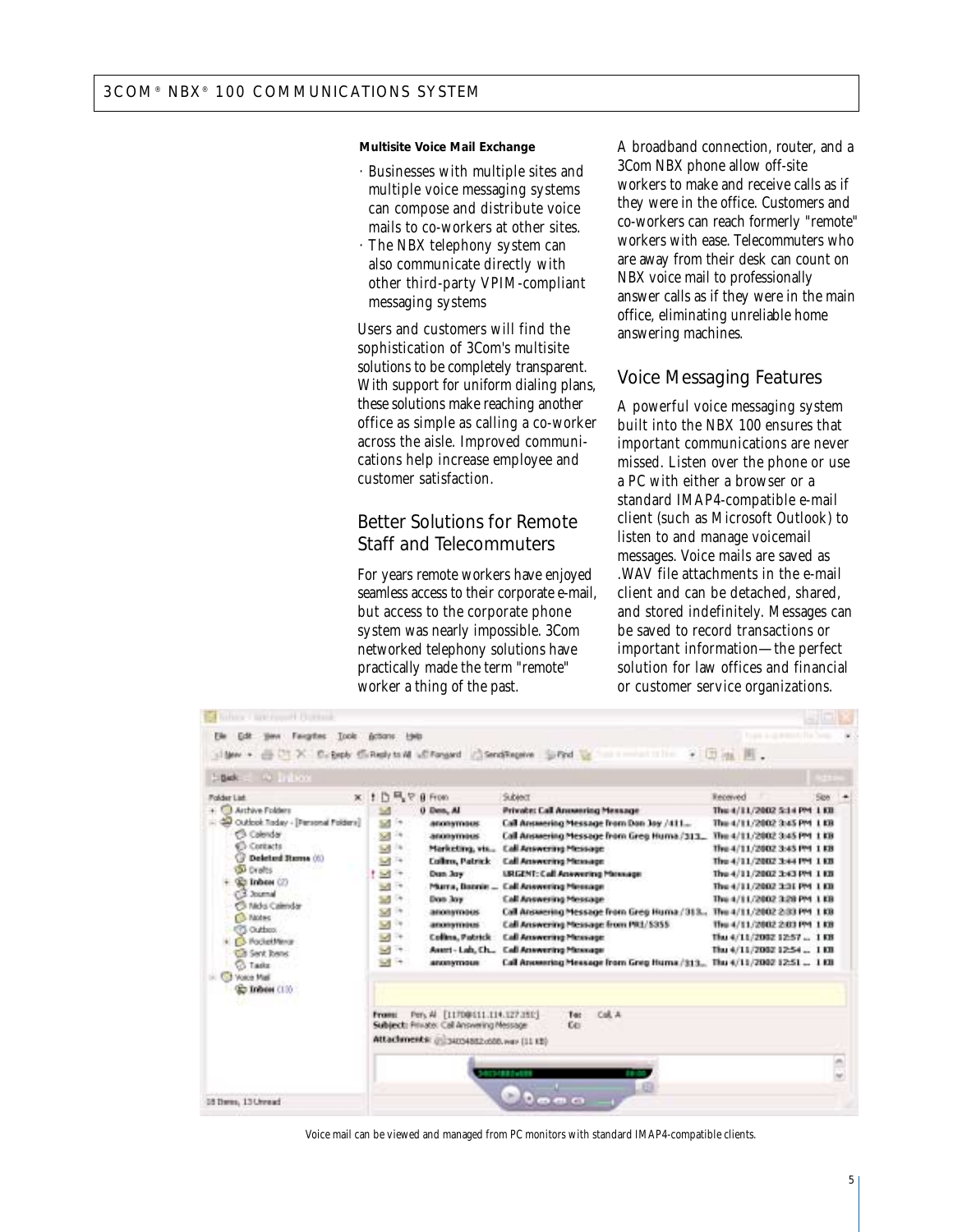**Multisite Voice Mail Exchange**

- Businesses with multiple sites and multiple voice messaging systems can compose and distribute voice mails to co-workers at other sites.
- The NBX telephony system can also communicate directly with other third-party VPIM-compliant messaging systems

Users and customers will find the sophistication of 3Com's multisite solutions to be completely transparent. With support for uniform dialing plans, these solutions make reaching another office as simple as calling a co-worker across the aisle. Improved communications help increase employee and customer satisfaction.

## Better Solutions for Remote Staff and Telecommuters

For years remote workers have enjoyed seamless access to their corporate e-mail, but access to the corporate phone system was nearly impossible. 3Com networked telephony solutions have practically made the term "remote" worker a thing of the past.

A broadband connection, router, and a 3Com NBX phone allow off-site workers to make and receive calls as if they were in the office. Customers and co-workers can reach formerly "remote" workers with ease. Telecommuters who are away from their desk can count on NBX voice mail to professionally answer calls as if they were in the main office, eliminating unreliable home answering machines.

## Voice Messaging Features

A powerful voice messaging system built into the NBX 100 ensures that important communications are never missed. Listen over the phone or use a PC with either a browser or a standard IMAP4-compatible e-mail client (such as Microsoft Outlook) to listen to and manage voicemail messages. Voice mails are saved as .WAV file attachments in the e-mail client and can be detached, shared, and stored indefinitely. Messages can be saved to record transactions or important information—the perfect solution for law offices and financial or customer service organizations.

Voice mail can be viewed and managed from PC monitors with standard IMAP4-compatible clients.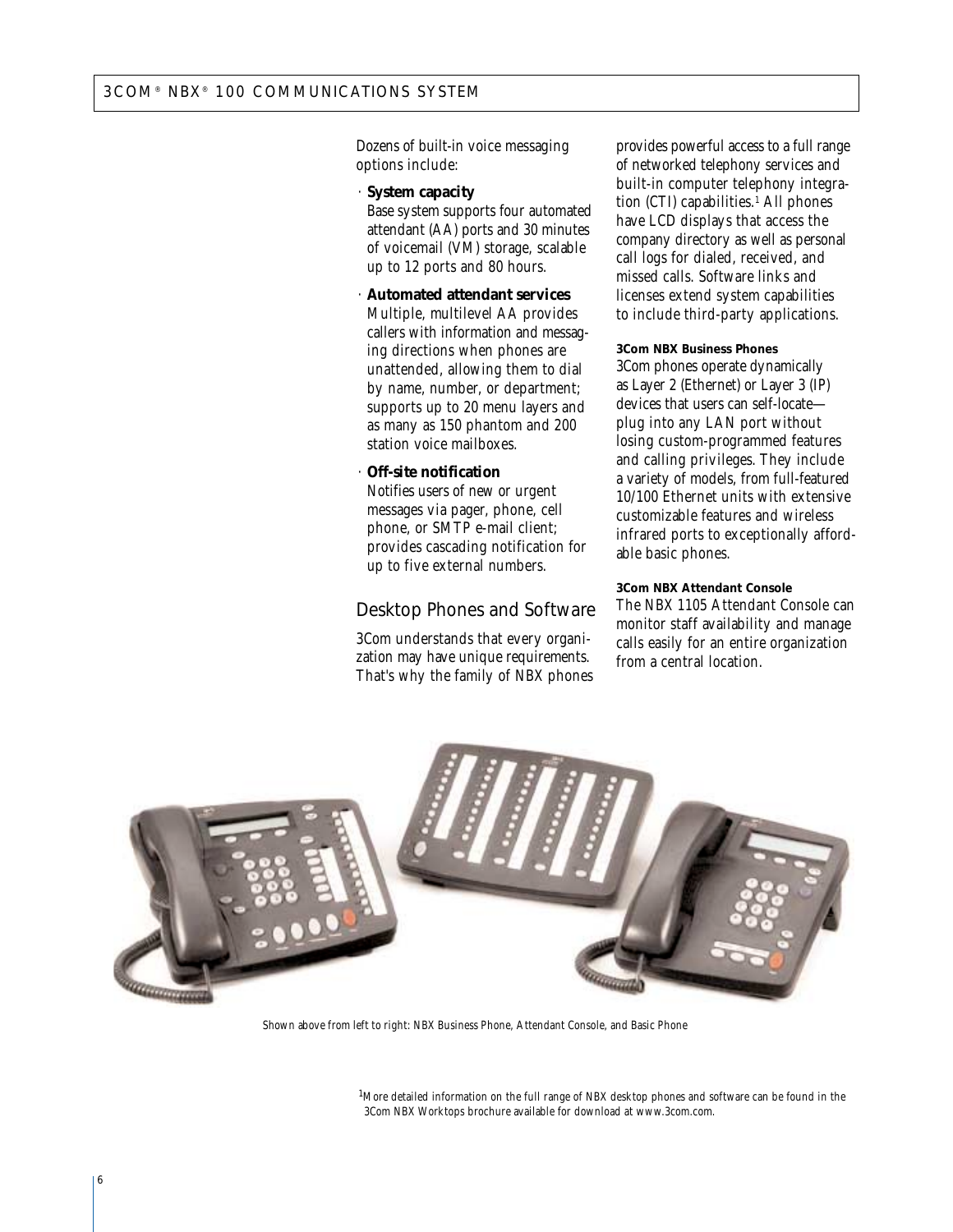Dozens of built-in voice messaging options include:

- **System capacity**
  Base system supports four automated attendant (AA) ports and 30 minutes of voicemail (VM) storage, scalable up to 12 ports and 80 hours.
- **Automated attendant services**
  Multiple, multilevel AA provides callers with information and messaging directions when phones are unattended, allowing them to dial by name, number, or department; supports up to 20 menu layers and as many as 150 phantom and 200 station voice mailboxes.
- **Off-site notification**
  Notifies users of new or urgent messages via pager, phone, cell phone, or SMTP e-mail client; provides cascading notification for up to five external numbers.

## Desktop Phones and Software

3Com understands that every organization may have unique requirements. That's why the family of NBX phones provides powerful access to a full range of networked telephony services and built-in computer telephony integration (CTI) capabilities.[1] All phones have LCD displays that access the company directory as well as personal call logs for dialed, received, and missed calls. Software links and licenses extend system capabilities to include third-party applications.

### 3Com NBX Business Phones

3Com phones operate dynamically as Layer 2 (Ethernet) or Layer 3 (IP) devices that users can self-locate—plug into any LAN port without losing custom-programmed features and calling privileges. They include a variety of models, from full-featured 10/100 Ethernet units with extensive customizable features and wireless infrared ports to exceptionally affordable basic phones.

### 3Com NBX Attendant Console

The NBX 1105 Attendant Console can monitor staff availability and manage calls easily for an entire organization from a central location.

*Shown above from left to right: NBX Business Phone, Attendant Console, and Basic Phone*

[1] More detailed information on the full range of NBX desktop phones and software can be found in the 3Com NBX Worktops brochure available for download at www.3com.com.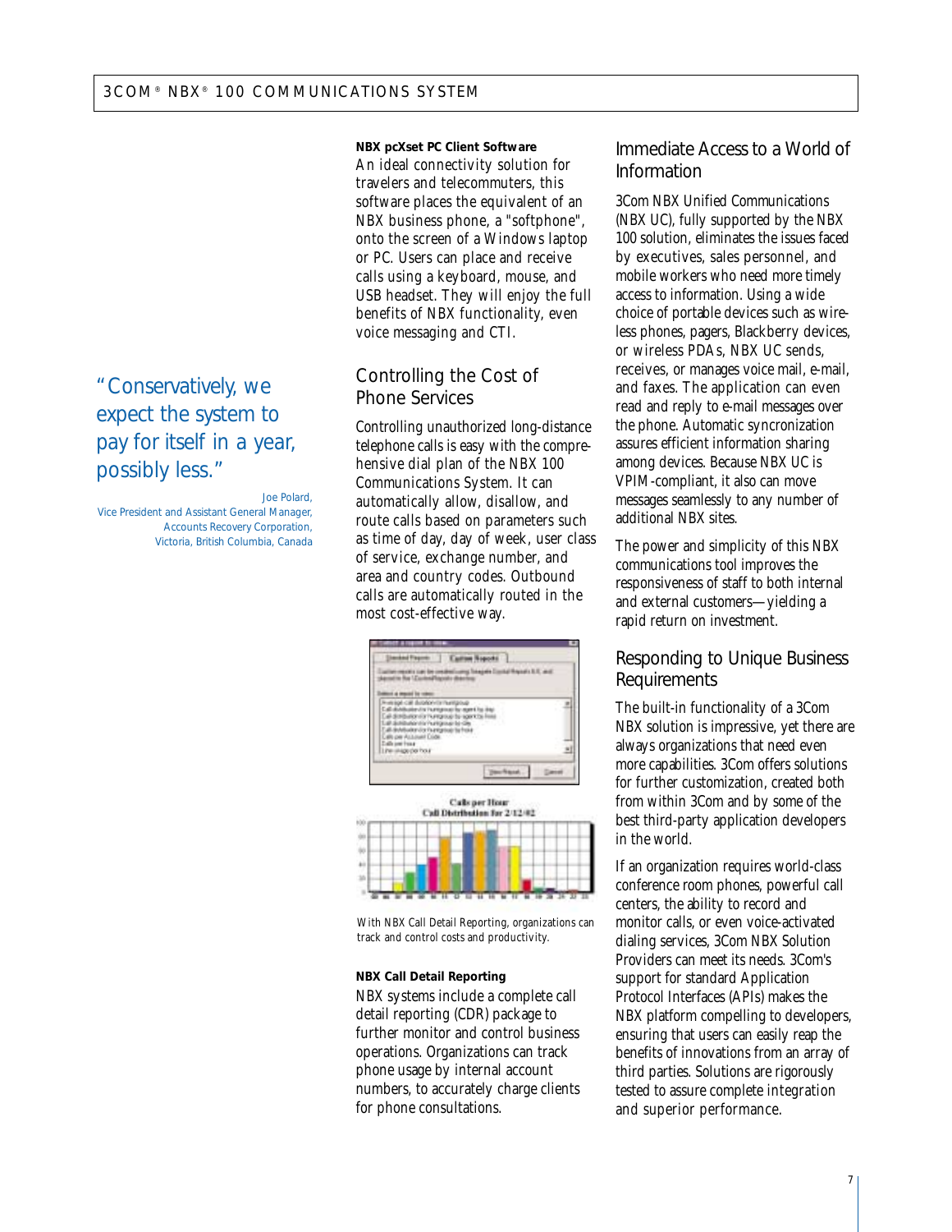> “Conservatively, we expect the system to pay for itself in a year, possibly less.”
>
> Joe Polard,
> Vice President and Assistant General Manager,
> Accounts Recovery Corporation,
> Victoria, British Columbia, Canada

**NBX pcXset PC Client Software**

An ideal connectivity solution for travelers and telecommuters, this software places the equivalent of an NBX business phone, a "softphone", onto the screen of a Windows laptop or PC. Users can place and receive calls using a keyboard, mouse, and USB headset. They will enjoy the full benefits of NBX functionality, even voice messaging and CTI.

## Controlling the Cost of Phone Services

Controlling unauthorized long-distance telephone calls is easy with the comprehensive dial plan of the NBX 100 Communications System. It can automatically allow, disallow, and route calls based on parameters such as time of day, day of week, user class of service, exchange number, and area and country codes. Outbound calls are automatically routed in the most cost-effective way.

With NBX Call Detail Reporting, organizations can track and control costs and productivity.

**NBX Call Detail Reporting**

NBX systems include a complete call detail reporting (CDR) package to further monitor and control business operations. Organizations can track phone usage by internal account numbers, to accurately charge clients for phone consultations.

## Immediate Access to a World of Information

3Com NBX Unified Communications (NBX UC), fully supported by the NBX 100 solution, eliminates the issues faced by executives, sales personnel, and mobile workers who need more timely access to information. Using a wide choice of portable devices such as wireless phones, pagers, Blackberry devices, or wireless PDAs, NBX UC sends, receives, or manages voice mail, e-mail, and faxes. The application can even read and reply to e-mail messages over the phone. Automatic syncronization assures efficient information sharing among devices. Because NBX UC is VPIM-compliant, it also can move messages seamlessly to any number of additional NBX sites.

The power and simplicity of this NBX communications tool improves the responsiveness of staff to both internal and external customers—yielding a rapid return on investment.

## Responding to Unique Business Requirements

The built-in functionality of a 3Com NBX solution is impressive, yet there are always organizations that need even more capabilities. 3Com offers solutions for further customization, created both from within 3Com and by some of the best third-party application developers in the world.

If an organization requires world-class conference room phones, powerful call centers, the ability to record and monitor calls, or even voice-activated dialing services, 3Com NBX Solution Providers can meet its needs. 3Com's support for standard Application Protocol Interfaces (APIs) makes the NBX platform compelling to developers, ensuring that users can easily reap the benefits of innovations from an array of third parties. Solutions are rigorously tested to assure complete integration and superior performance.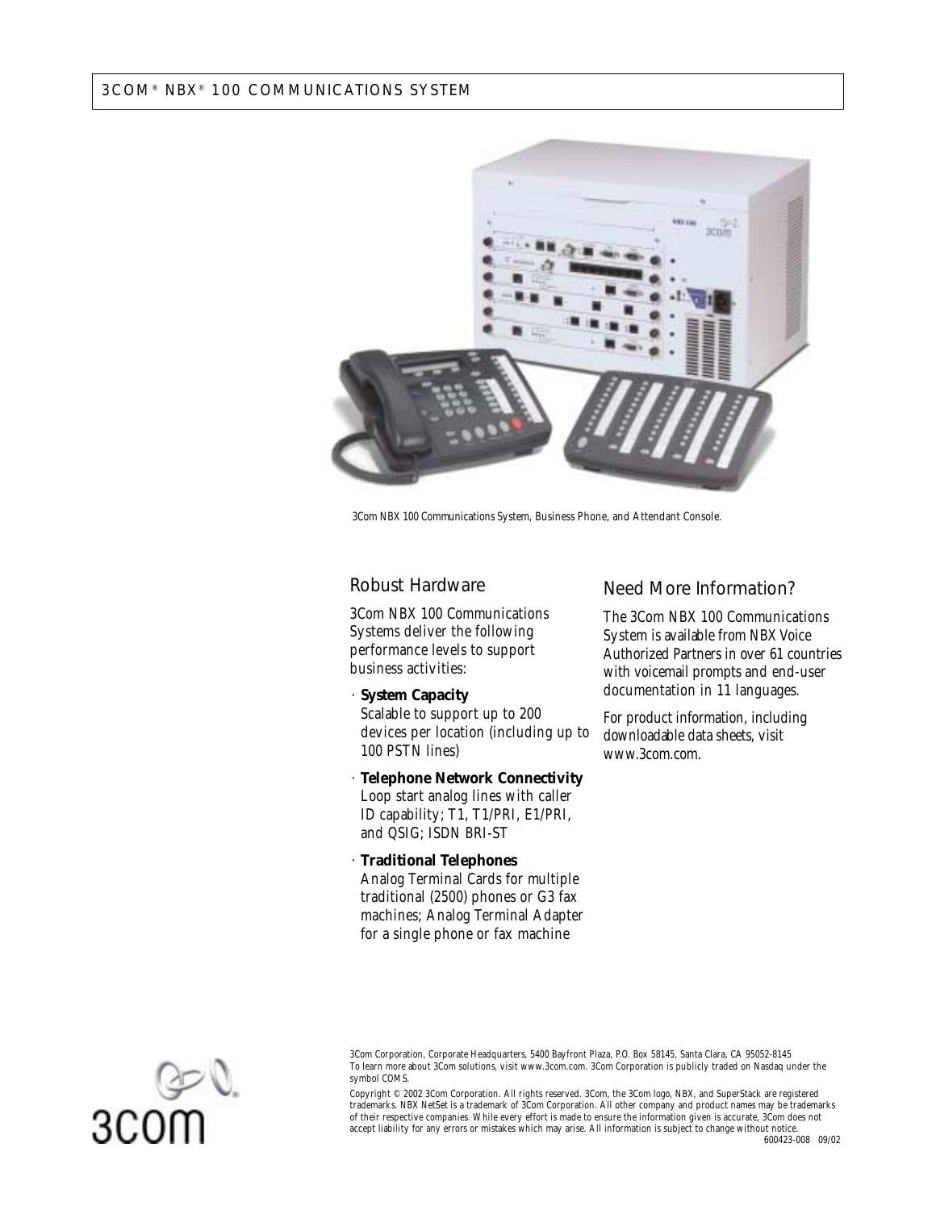3Com NBX 100 Communications System, Business Phone, and Attendant Console.

## Robust Hardware

3Com NBX 100 Communications Systems deliver the following performance levels to support business activities:

- **System Capacity**
  Scalable to support up to 200 devices per location (including up to 100 PSTN lines)
- **Telephone Network Connectivity**
  Loop start analog lines with caller ID capability; T1, T1/PRI, E1/PRI, and QSIG; ISDN BRI-ST
- **Traditional Telephones**
  Analog Terminal Cards for multiple traditional (2500) phones or G3 fax machines; Analog Terminal Adapter for a single phone or fax machine

## Need More Information?

The 3Com NBX 100 Communications System is available from NBX Voice Authorized Partners in over 61 countries with voicemail prompts and end-user documentation in 11 languages.

For product information, including downloadable data sheets, visit www.3com.com.

3Com Corporation, Corporate Headquarters, 5400 Bayfront Plaza, P.O. Box 58145, Santa Clara, CA 95052-8145
To learn more about 3Com solutions, visit www.3com.com. 3Com Corporation is publicly traded on Nasdaq under the symbol COMS.

Copyright © 2002 3Com Corporation. All rights reserved. 3Com, the 3Com logo, NBX, and SuperStack are registered trademarks. NBX NetSet is a trademark of 3Com Corporation. All other company and product names may be trademarks of their respective companies. While every effort is made to ensure the information given is accurate, 3Com does not accept liability for any errors or mistakes which may arise. All information is subject to change without notice.
600423-008 09/02